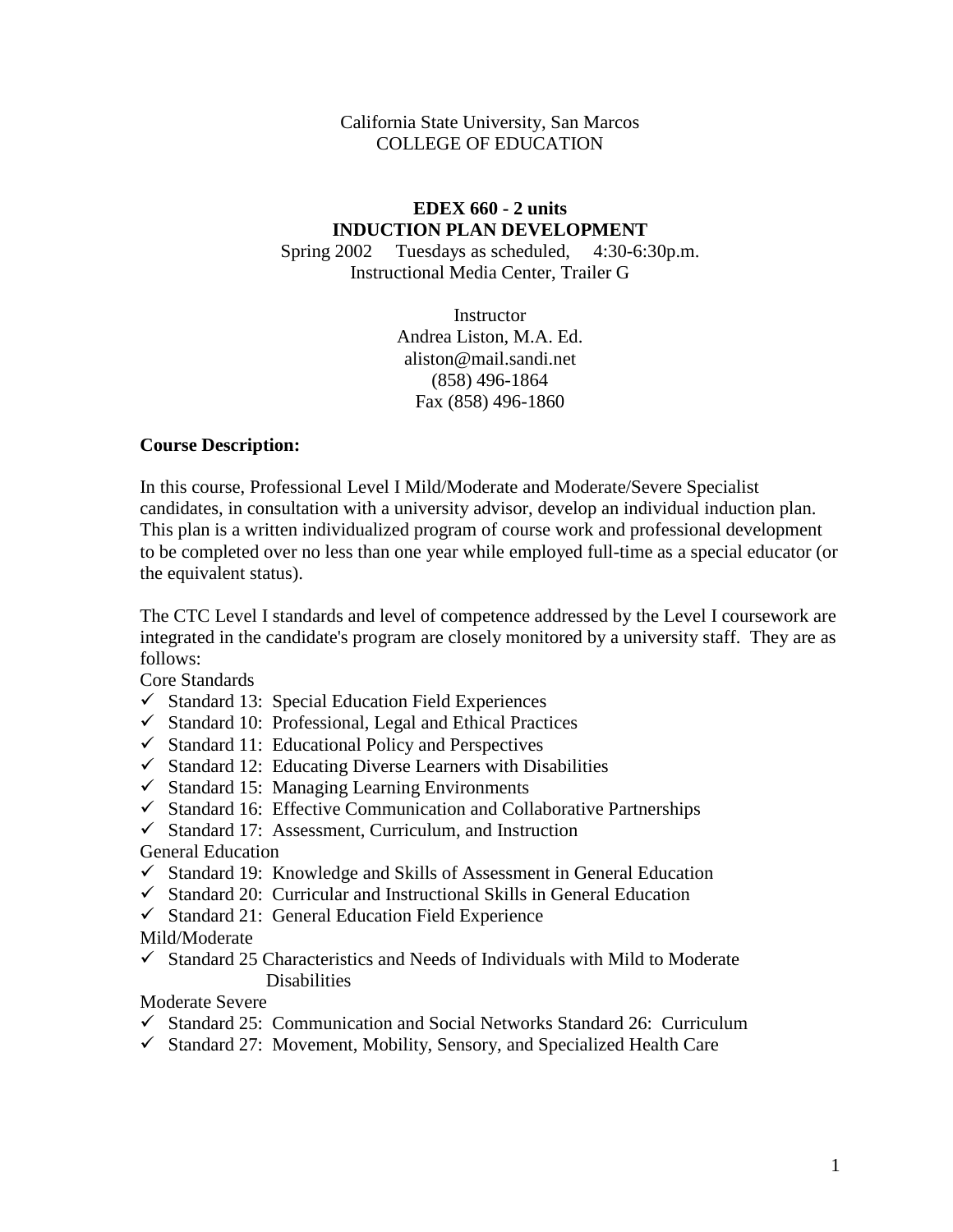California State University, San Marcos
COLLEGE OF EDUCATION

**EDEX 660 - 2 units**
**INDUCTION PLAN DEVELOPMENT**

Spring 2002 Tuesdays as scheduled, 4:30-6:30p.m.
Instructional Media Center, Trailer G

Instructor
Andrea Liston, M.A. Ed.
aliston@mail.sandi.net
(858) 496-1864
Fax (858) 496-1860

**Course Description:**

In this course, Professional Level I Mild/Moderate and Moderate/Severe Specialist candidates, in consultation with a university advisor, develop an individual induction plan. This plan is a written individualized program of course work and professional development to be completed over no less than one year while employed full-time as a special educator (or the equivalent status).

The CTC Level I standards and level of competence addressed by the Level I coursework are integrated in the candidate's program are closely monitored by a university staff. They are as follows:

Core Standards
- ✓ Standard 13: Special Education Field Experiences
- ✓ Standard 10: Professional, Legal and Ethical Practices
- ✓ Standard 11: Educational Policy and Perspectives
- ✓ Standard 12: Educating Diverse Learners with Disabilities
- ✓ Standard 15: Managing Learning Environments
- ✓ Standard 16: Effective Communication and Collaborative Partnerships
- ✓ Standard 17: Assessment, Curriculum, and Instruction

General Education
- ✓ Standard 19: Knowledge and Skills of Assessment in General Education
- ✓ Standard 20: Curricular and Instructional Skills in General Education
- ✓ Standard 21: General Education Field Experience

Mild/Moderate
- ✓ Standard 25 Characteristics and Needs of Individuals with Mild to Moderate Disabilities

Moderate Severe
- ✓ Standard 25: Communication and Social Networks Standard 26: Curriculum
- ✓ Standard 27: Movement, Mobility, Sensory, and Specialized Health Care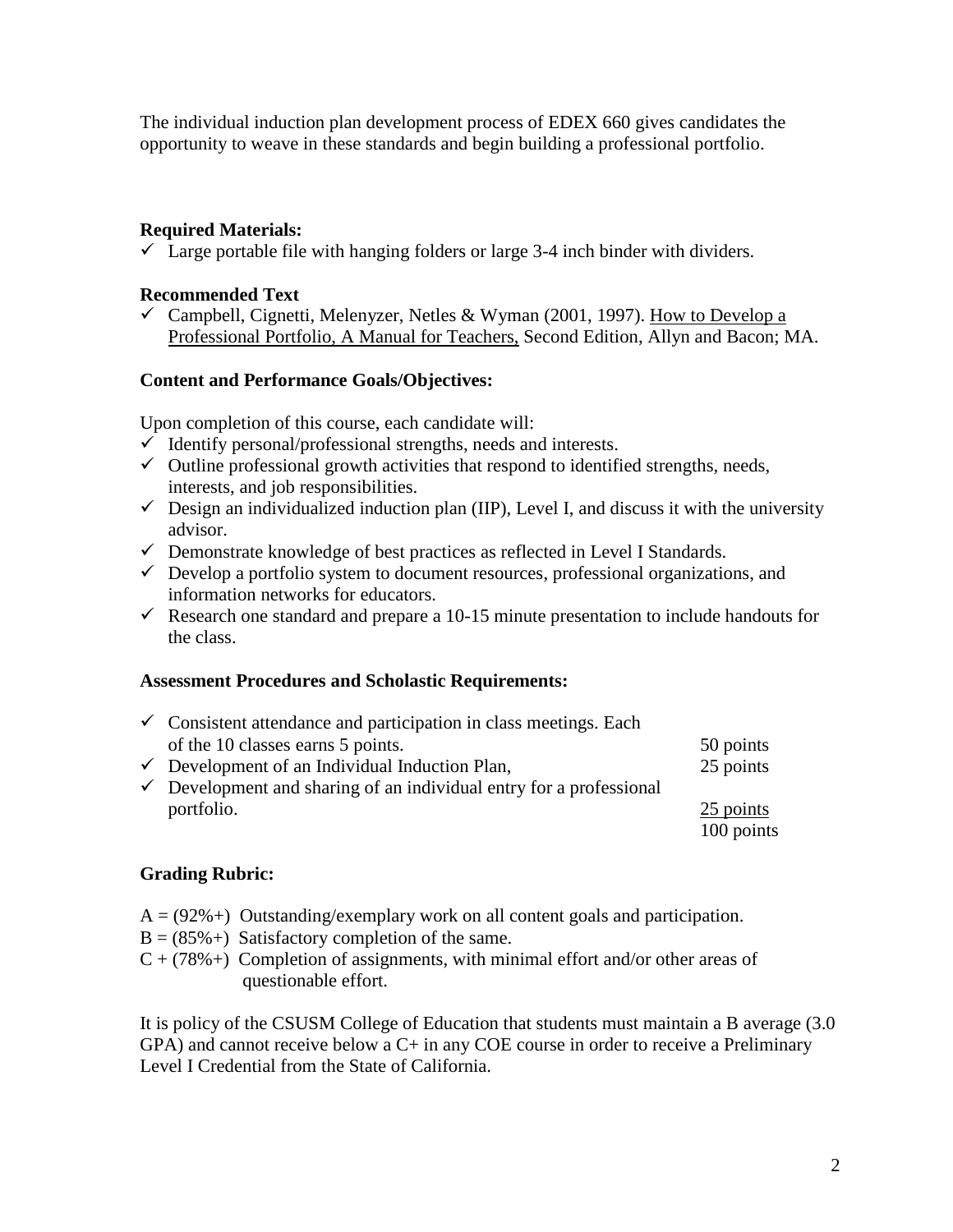The individual induction plan development process of EDEX 660 gives candidates the opportunity to weave in these standards and begin building a professional portfolio.

**Required Materials:**

- ✓ Large portable file with hanging folders or large 3-4 inch binder with dividers.

**Recommended Text**

- ✓ Campbell, Cignetti, Melenyzer, Netles & Wyman (2001, 1997). How to Develop a Professional Portfolio, A Manual for Teachers, Second Edition, Allyn and Bacon; MA.

**Content and Performance Goals/Objectives:**

Upon completion of this course, each candidate will:

- ✓ Identify personal/professional strengths, needs and interests.
- ✓ Outline professional growth activities that respond to identified strengths, needs, interests, and job responsibilities.
- ✓ Design an individualized induction plan (IIP), Level I, and discuss it with the university advisor.
- ✓ Demonstrate knowledge of best practices as reflected in Level I Standards.
- ✓ Develop a portfolio system to document resources, professional organizations, and information networks for educators.
- ✓ Research one standard and prepare a 10-15 minute presentation to include handouts for the class.

**Assessment Procedures and Scholastic Requirements:**

| | |
|---|---|
| ✓ Consistent attendance and participation in class meetings. Each of the 10 classes earns 5 points. | 50 points |
| ✓ Development of an Individual Induction Plan, | 25 points |
| ✓ Development and sharing of an individual entry for a professional portfolio. | 25 points |
| | 100 points |

**Grading Rubric:**

A = (92%+) Outstanding/exemplary work on all content goals and participation.
B = (85%+) Satisfactory completion of the same.
C + (78%+) Completion of assignments, with minimal effort and/or other areas of questionable effort.

It is policy of the CSUSM College of Education that students must maintain a B average (3.0 GPA) and cannot receive below a C+ in any COE course in order to receive a Preliminary Level I Credential from the State of California.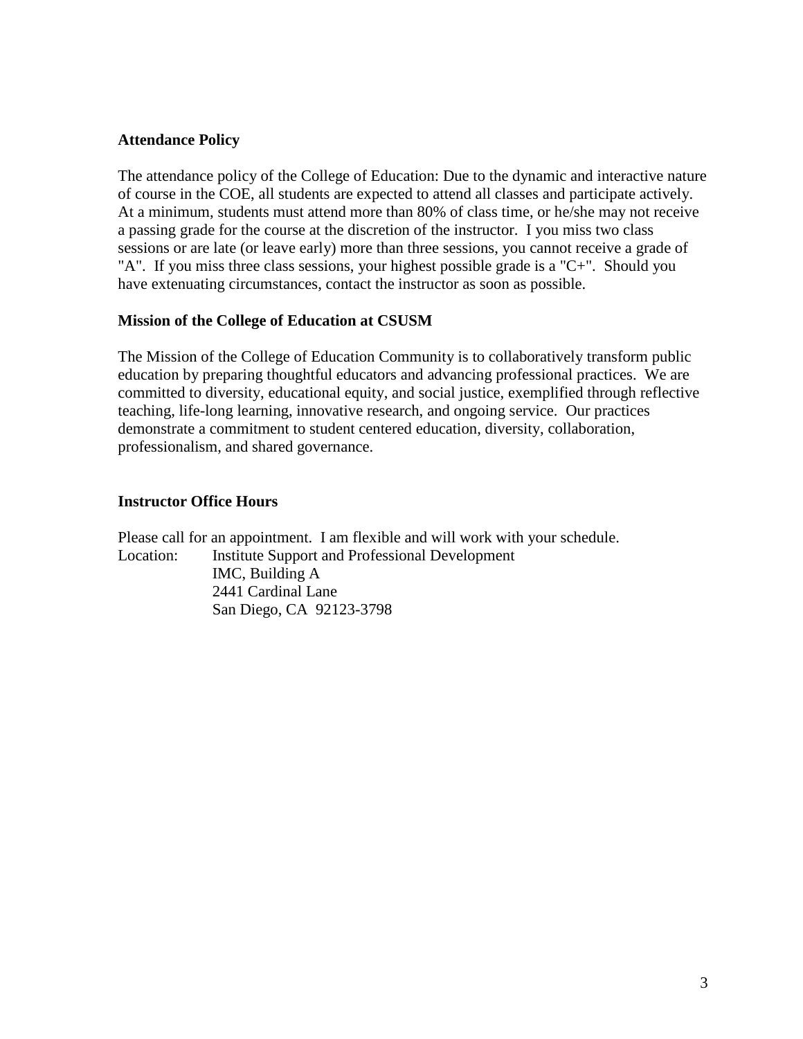**Attendance Policy**

The attendance policy of the College of Education: Due to the dynamic and interactive nature of course in the COE, all students are expected to attend all classes and participate actively. At a minimum, students must attend more than 80% of class time, or he/she may not receive a passing grade for the course at the discretion of the instructor. I you miss two class sessions or are late (or leave early) more than three sessions, you cannot receive a grade of "A". If you miss three class sessions, your highest possible grade is a "C+". Should you have extenuating circumstances, contact the instructor as soon as possible.

**Mission of the College of Education at CSUSM**

The Mission of the College of Education Community is to collaboratively transform public education by preparing thoughtful educators and advancing professional practices. We are committed to diversity, educational equity, and social justice, exemplified through reflective teaching, life-long learning, innovative research, and ongoing service. Our practices demonstrate a commitment to student centered education, diversity, collaboration, professionalism, and shared governance.

**Instructor Office Hours**

Please call for an appointment. I am flexible and will work with your schedule.
Location: Institute Support and Professional Development
IMC, Building A
2441 Cardinal Lane
San Diego, CA 92123-3798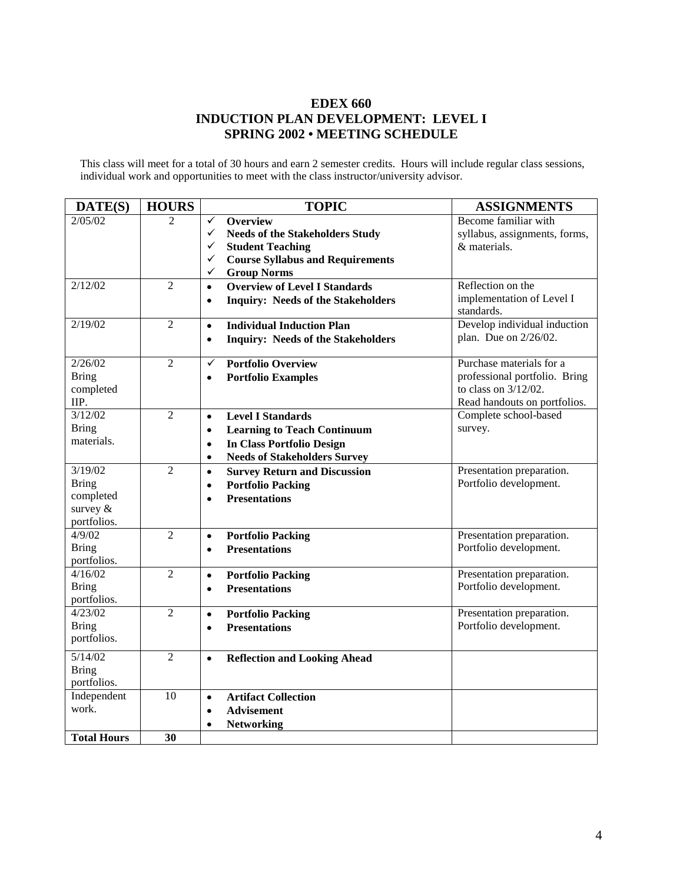# EDEX 660
## INDUCTION PLAN DEVELOPMENT: LEVEL I
## SPRING 2002 • MEETING SCHEDULE

This class will meet for a total of 30 hours and earn 2 semester credits. Hours will include regular class sessions, individual work and opportunities to meet with the class instructor/university advisor.

| DATE(S) | HOURS | TOPIC | ASSIGNMENTS |
|---|---|---|---|
| 2/05/02 | 2 | ✓ **Overview**<br>✓ **Needs of the Stakeholders Study**<br>✓ **Student Teaching**<br>✓ **Course Syllabus and Requirements**<br>✓ **Group Norms** | Become familiar with syllabus, assignments, forms, & materials. |
| 2/12/02 | 2 | • **Overview of Level I Standards**<br>• **Inquiry: Needs of the Stakeholders** | Reflection on the implementation of Level I standards. |
| 2/19/02 | 2 | • **Individual Induction Plan**<br>• **Inquiry: Needs of the Stakeholders** | Develop individual induction plan. Due on 2/26/02. |
| 2/26/02<br>Bring completed IIP. | 2 | ✓ **Portfolio Overview**<br>• **Portfolio Examples** | Purchase materials for a professional portfolio. Bring to class on 3/12/02.<br>Read handouts on portfolios. |
| 3/12/02<br>Bring materials. | 2 | • **Level I Standards**<br>• **Learning to Teach Continuum**<br>• **In Class Portfolio Design**<br>• **Needs of Stakeholders Survey** | Complete school-based survey. |
| 3/19/02<br>Bring completed survey & portfolios. | 2 | • **Survey Return and Discussion**<br>• **Portfolio Packing**<br>• **Presentations** | Presentation preparation.<br>Portfolio development. |
| 4/9/02<br>Bring portfolios. | 2 | • **Portfolio Packing**<br>• **Presentations** | Presentation preparation.<br>Portfolio development. |
| 4/16/02<br>Bring portfolios. | 2 | • **Portfolio Packing**<br>• **Presentations** | Presentation preparation.<br>Portfolio development. |
| 4/23/02<br>Bring portfolios. | 2 | • **Portfolio Packing**<br>• **Presentations** | Presentation preparation.<br>Portfolio development. |
| 5/14/02<br>Bring portfolios. | 2 | • **Reflection and Looking Ahead** | |
| Independent work. | 10 | • **Artifact Collection**<br>• **Advisement**<br>• **Networking** | |
| **Total Hours** | **30** | | |